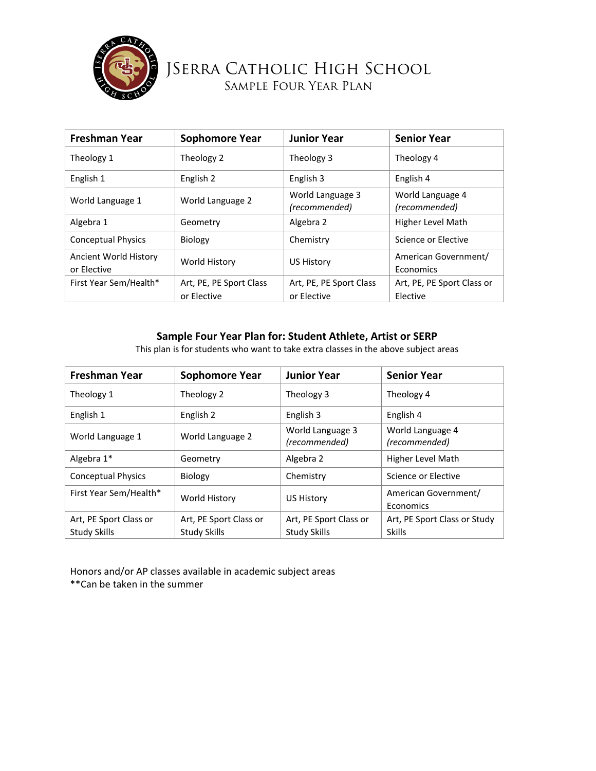# JSerra Catholic High School

## Sample Four Year Plan

| Freshman Year | Sophomore Year | Junior Year | Senior Year |
|---|---|---|---|
| Theology 1 | Theology 2 | Theology 3 | Theology 4 |
| English 1 | English 2 | English 3 | English 4 |
| World Language 1 | World Language 2 | World Language 3 *(recommended)* | World Language 4 *(recommended)* |
| Algebra 1 | Geometry | Algebra 2 | Higher Level Math |
| Conceptual Physics | Biology | Chemistry | Science or Elective |
| Ancient World History or Elective | World History | US History | American Government/ Economics |
| First Year Sem/Health* | Art, PE, PE Sport Class or Elective | Art, PE, PE Sport Class or Elective | Art, PE, PE Sport Class or Elective |

### Sample Four Year Plan for: Student Athlete, Artist or SERP

This plan is for students who want to take extra classes in the above subject areas

| Freshman Year | Sophomore Year | Junior Year | Senior Year |
|---|---|---|---|
| Theology 1 | Theology 2 | Theology 3 | Theology 4 |
| English 1 | English 2 | English 3 | English 4 |
| World Language 1 | World Language 2 | World Language 3 *(recommended)* | World Language 4 *(recommended)* |
| Algebra 1* | Geometry | Algebra 2 | Higher Level Math |
| Conceptual Physics | Biology | Chemistry | Science or Elective |
| First Year Sem/Health* | World History | US History | American Government/ Economics |
| Art, PE Sport Class or Study Skills | Art, PE Sport Class or Study Skills | Art, PE Sport Class or Study Skills | Art, PE Sport Class or Study Skills |

Honors and/or AP classes available in academic subject areas

**Can be taken in the summer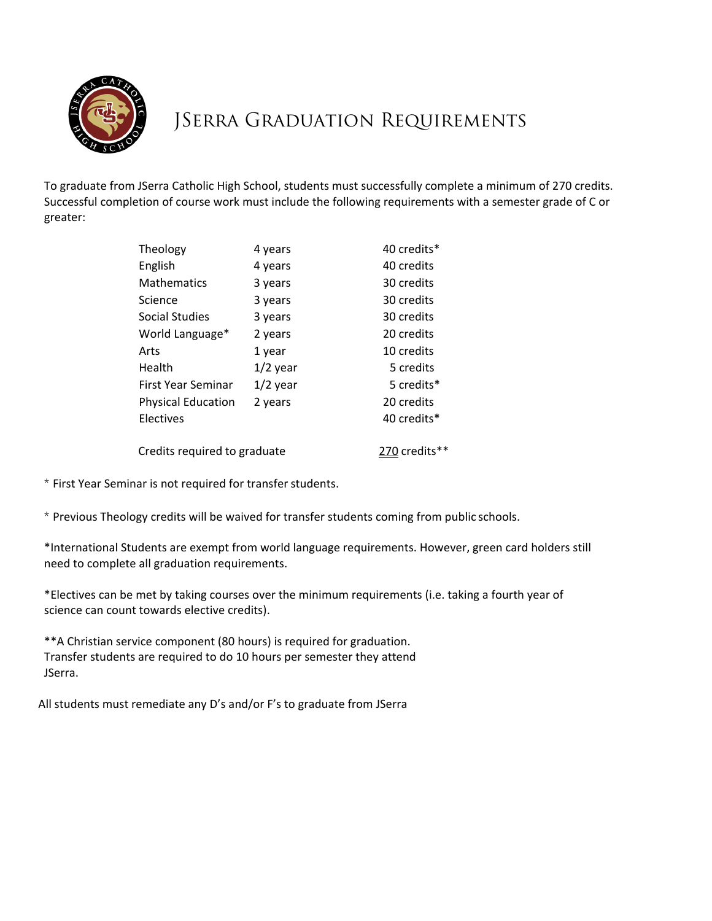# JSerra Graduation Requirements

To graduate from JSerra Catholic High School, students must successfully complete a minimum of 270 credits. Successful completion of course work must include the following requirements with a semester grade of C or greater:

| | | |
|---|---|---|
| Theology | 4 years | 40 credits* |
| English | 4 years | 40 credits |
| Mathematics | 3 years | 30 credits |
| Science | 3 years | 30 credits |
| Social Studies | 3 years | 30 credits |
| World Language* | 2 years | 20 credits |
| Arts | 1 year | 10 credits |
| Health | 1/2 year | 5 credits |
| First Year Seminar | 1/2 year | 5 credits* |
| Physical Education | 2 years | 20 credits |
| Electives | | 40 credits* |
| Credits required to graduate | | 270 credits** |

* First Year Seminar is not required for transfer students.

* Previous Theology credits will be waived for transfer students coming from public schools.

*International Students are exempt from world language requirements. However, green card holders still need to complete all graduation requirements.

*Electives can be met by taking courses over the minimum requirements (i.e. taking a fourth year of science can count towards elective credits).

**A Christian service component (80 hours) is required for graduation. Transfer students are required to do 10 hours per semester they attend JSerra.

All students must remediate any D's and/or F's to graduate from JSerra